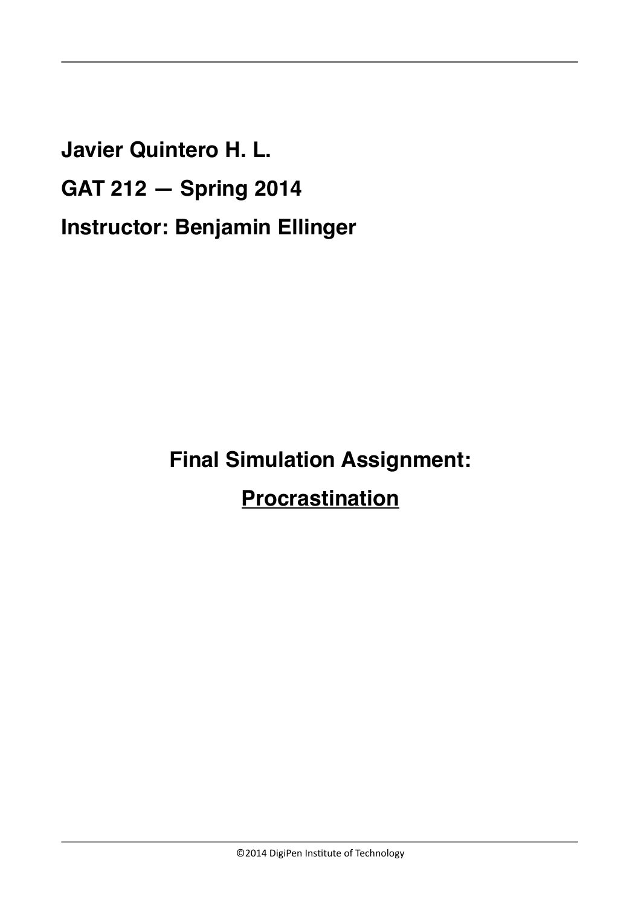**Javier Quintero H. L.**

**GAT 212 — Spring 2014**

**Instructor: Benjamin Ellinger**

# Final Simulation Assignment:

# <u>Procrastination</u>

©2014 DigiPen Institute of Technology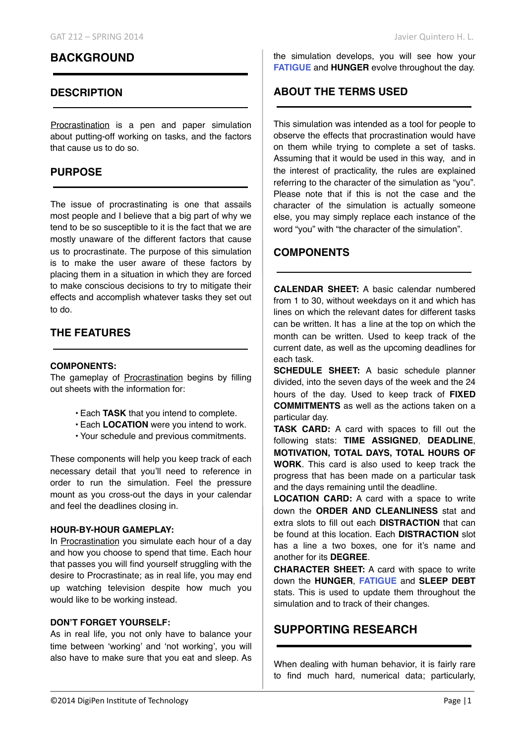# BACKGROUND

## DESCRIPTION

Procrastination is a pen and paper simulation about putting-off working on tasks, and the factors that cause us to do so.

## PURPOSE

The issue of procrastinating is one that assails most people and I believe that a big part of why we tend to be so susceptible to it is the fact that we are mostly unaware of the different factors that cause us to procrastinate. The purpose of this simulation is to make the user aware of these factors by placing them in a situation in which they are forced to make conscious decisions to try to mitigate their effects and accomplish whatever tasks they set out to do.

## THE FEATURES

### COMPONENTS:

The gameplay of Procrastination begins by filling out sheets with the information for:

- Each **TASK** that you intend to complete.
- Each **LOCATION** were you intend to work.
- Your schedule and previous commitments.

These components will help you keep track of each necessary detail that you'll need to reference in order to run the simulation. Feel the pressure mount as you cross-out the days in your calendar and feel the deadlines closing in.

### HOUR-BY-HOUR GAMEPLAY:

In Procrastination you simulate each hour of a day and how you choose to spend that time. Each hour that passes you will find yourself struggling with the desire to Procrastinate; as in real life, you may end up watching television despite how much you would like to be working instead.

### DON'T FORGET YOURSELF:

As in real life, you not only have to balance your time between 'working' and 'not working', you will also have to make sure that you eat and sleep. As the simulation develops, you will see how your **FATIGUE** and **HUNGER** evolve throughout the day.

## ABOUT THE TERMS USED

This simulation was intended as a tool for people to observe the effects that procrastination would have on them while trying to complete a set of tasks. Assuming that it would be used in this way, and in the interest of practicality, the rules are explained referring to the character of the simulation as "you". Please note that if this is not the case and the character of the simulation is actually someone else, you may simply replace each instance of the word "you" with "the character of the simulation".

## COMPONENTS

**CALENDAR SHEET:** A basic calendar numbered from 1 to 30, without weekdays on it and which has lines on which the relevant dates for different tasks can be written. It has a line at the top on which the month can be written. Used to keep track of the current date, as well as the upcoming deadlines for each task.

**SCHEDULE SHEET:** A basic schedule planner divided, into the seven days of the week and the 24 hours of the day. Used to keep track of **FIXED COMMITMENTS** as well as the actions taken on a particular day.

**TASK CARD:** A card with spaces to fill out the following stats: **TIME ASSIGNED**, **DEADLINE**, **MOTIVATION, TOTAL DAYS, TOTAL HOURS OF WORK**. This card is also used to keep track the progress that has been made on a particular task and the days remaining until the deadline.

**LOCATION CARD:** A card with a space to write down the **ORDER AND CLEANLINESS** stat and extra slots to fill out each **DISTRACTION** that can be found at this location. Each **DISTRACTION** slot has a line a two boxes, one for it's name and another for its **DEGREE**.

**CHARACTER SHEET:** A card with space to write down the **HUNGER**, **FATIGUE** and **SLEEP DEBT** stats. This is used to update them throughout the simulation and to track of their changes.

## SUPPORTING RESEARCH

When dealing with human behavior, it is fairly rare to find much hard, numerical data; particularly,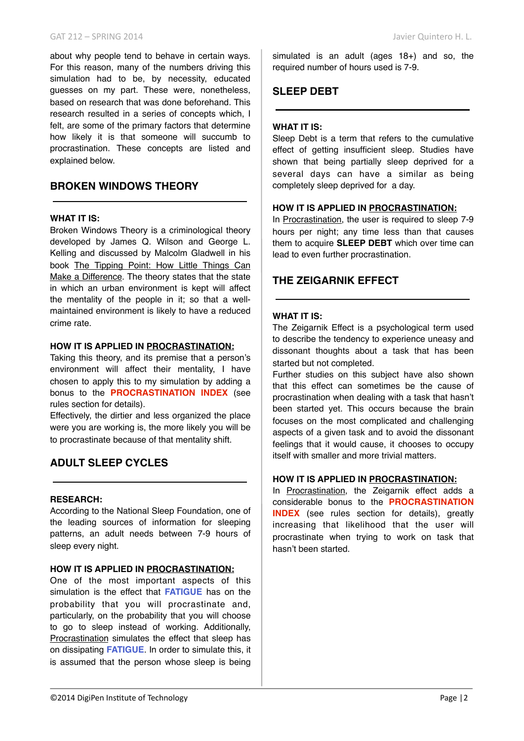about why people tend to behave in certain ways. For this reason, many of the numbers driving this simulation had to be, by necessity, educated guesses on my part. These were, nonetheless, based on research that was done beforehand. This research resulted in a series of concepts which, I felt, are some of the primary factors that determine how likely it is that someone will succumb to procrastination. These concepts are listed and explained below.

## BROKEN WINDOWS THEORY

### WHAT IT IS:

Broken Windows Theory is a criminological theory developed by James Q. Wilson and George L. Kelling and discussed by Malcolm Gladwell in his book The Tipping Point: How Little Things Can Make a Difference. The theory states that the state in which an urban environment is kept will affect the mentality of the people in it; so that a well-maintained environment is likely to have a reduced crime rate.

### HOW IT IS APPLIED IN PROCRASTINATION:

Taking this theory, and its premise that a person's environment will affect their mentality, I have chosen to apply this to my simulation by adding a bonus to the **PROCRASTINATION INDEX** (see rules section for details).

Effectively, the dirtier and less organized the place were you are working is, the more likely you will be to procrastinate because of that mentality shift.

## ADULT SLEEP CYCLES

### RESEARCH:

According to the National Sleep Foundation, one of the leading sources of information for sleeping patterns, an adult needs between 7-9 hours of sleep every night.

### HOW IT IS APPLIED IN PROCRASTINATION:

One of the most important aspects of this simulation is the effect that **FATIGUE** has on the probability that you will procrastinate and, particularly, on the probability that you will choose to go to sleep instead of working. Additionally, Procrastination simulates the effect that sleep has on dissipating **FATIGUE**. In order to simulate this, it is assumed that the person whose sleep is being simulated is an adult (ages 18+) and so, the required number of hours used is 7-9.

## SLEEP DEBT

### WHAT IT IS:

Sleep Debt is a term that refers to the cumulative effect of getting insufficient sleep. Studies have shown that being partially sleep deprived for a several days can have a similar as being completely sleep deprived for a day.

### HOW IT IS APPLIED IN PROCRASTINATION:

In Procrastination, the user is required to sleep 7-9 hours per night; any time less than that causes them to acquire **SLEEP DEBT** which over time can lead to even further procrastination.

## THE ZEIGARNIK EFFECT

### WHAT IT IS:

The Zeigarnik Effect is a psychological term used to describe the tendency to experience uneasy and dissonant thoughts about a task that has been started but not completed.

Further studies on this subject have also shown that this effect can sometimes be the cause of procrastination when dealing with a task that hasn't been started yet. This occurs because the brain focuses on the most complicated and challenging aspects of a given task and to avoid the dissonant feelings that it would cause, it chooses to occupy itself with smaller and more trivial matters.

### HOW IT IS APPLIED IN PROCRASTINATION:

In Procrastination, the Zeigarnik effect adds a considerable bonus to the **PROCRASTINATION INDEX** (see rules section for details), greatly increasing that likelihood that the user will procrastinate when trying to work on task that hasn't been started.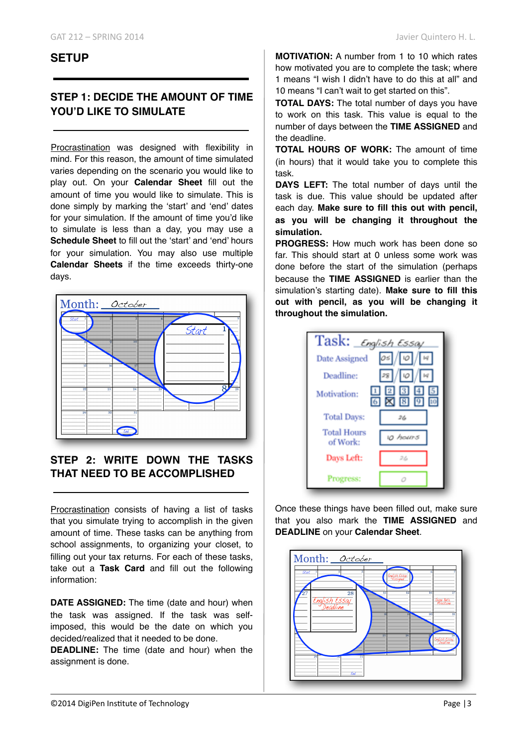## SETUP

### STEP 1: DECIDE THE AMOUNT OF TIME YOU'D LIKE TO SIMULATE

Procrastination was designed with flexibility in mind. For this reason, the amount of time simulated varies depending on the scenario you would like to play out. On your **Calendar Sheet** fill out the amount of time you would like to simulate. This is done simply by marking the 'start' and 'end' dates for your simulation. If the amount of time you'd like to simulate is less than a day, you may use a **Schedule Sheet** to fill out the 'start' and 'end' hours for your simulation. You may also use multiple **Calendar Sheets** if the time exceeds thirty-one days.

### STEP 2: WRITE DOWN THE TASKS THAT NEED TO BE ACCOMPLISHED

Procrastination consists of having a list of tasks that you simulate trying to accomplish in the given amount of time. These tasks can be anything from school assignments, to organizing your closet, to filling out your tax returns. For each of these tasks, take out a **Task Card** and fill out the following information:

**DATE ASSIGNED:** The time (date and hour) when the task was assigned. If the task was self-imposed, this would be the date on which you decided/realized that it needed to be done.
**DEADLINE:** The time (date and hour) when the assignment is done.

**MOTIVATION:** A number from 1 to 10 which rates how motivated you are to complete the task; where 1 means "I wish I didn't have to do this at all" and 10 means "I can't wait to get started on this".
**TOTAL DAYS:** The total number of days you have to work on this task. This value is equal to the number of days between the **TIME ASSIGNED** and the deadline.
**TOTAL HOURS OF WORK:** The amount of time (in hours) that it would take you to complete this task.
**DAYS LEFT:** The total number of days until the task is due. This value should be updated after each day. **Make sure to fill this out with pencil, as you will be changing it throughout the simulation.**
**PROGRESS:** How much work has been done so far. This should start at 0 unless some work was done before the start of the simulation (perhaps because the **TIME ASSIGNED** is earlier than the simulation's starting date). **Make sure to fill this out with pencil, as you will be changing it throughout the simulation.**

Once these things have been filled out, make sure that you also mark the **TIME ASSIGNED** and **DEADLINE** on your **Calendar Sheet**.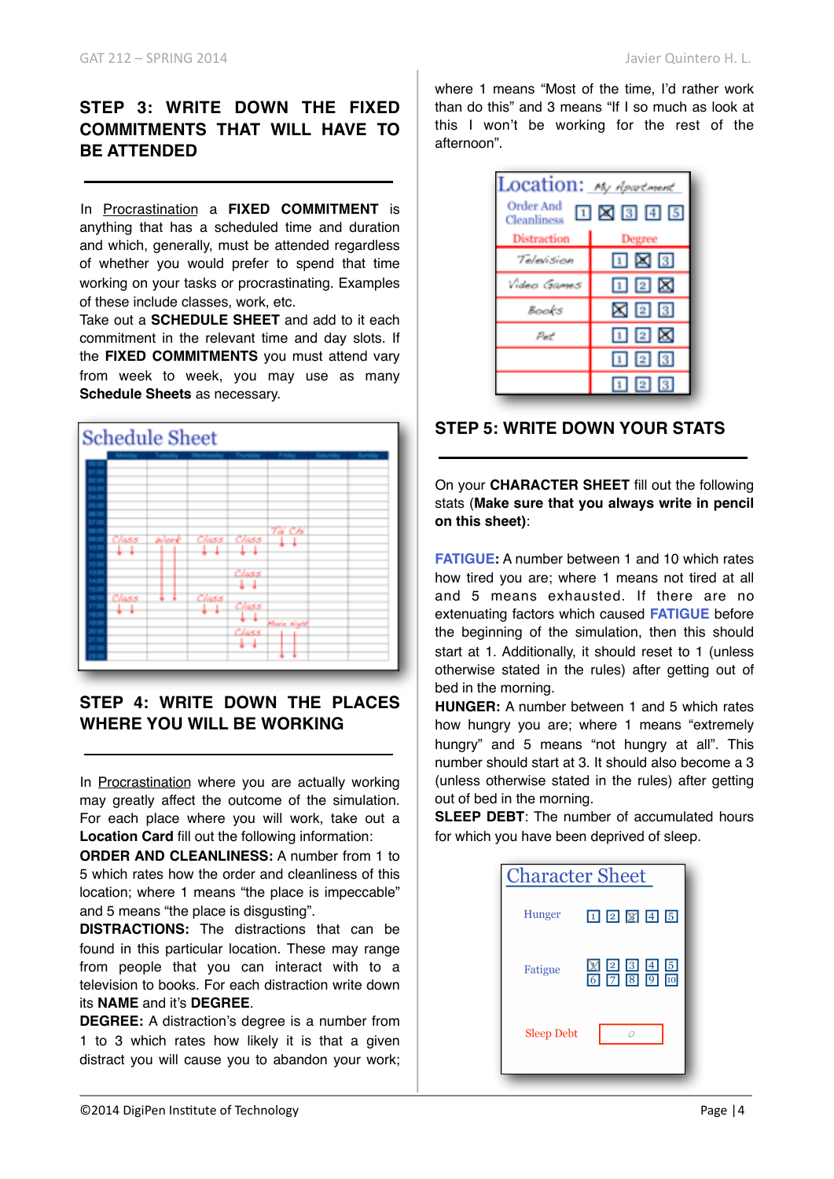## STEP 3: WRITE DOWN THE FIXED COMMITMENTS THAT WILL HAVE TO BE ATTENDED

In Procrastination a **FIXED COMMITMENT** is anything that has a scheduled time and duration and which, generally, must be attended regardless of whether you would prefer to spend that time working on your tasks or procrastinating. Examples of these include classes, work, etc.

Take out a **SCHEDULE SHEET** and add to it each commitment in the relevant time and day slots. If the **FIXED COMMITMENTS** you must attend vary from week to week, you may use as many **Schedule Sheets** as necessary.

## STEP 4: WRITE DOWN THE PLACES WHERE YOU WILL BE WORKING

In Procrastination where you are actually working may greatly affect the outcome of the simulation. For each place where you will work, take out a **Location Card** fill out the following information:

**ORDER AND CLEANLINESS:** A number from 1 to 5 which rates how the order and cleanliness of this location; where 1 means "the place is impeccable" and 5 means "the place is disgusting".

**DISTRACTIONS:** The distractions that can be found in this particular location. These may range from people that you can interact with to a television to books. For each distraction write down its **NAME** and it's **DEGREE**.

**DEGREE:** A distraction's degree is a number from 1 to 3 which rates how likely it is that a given distract you will cause you to abandon your work; where 1 means "Most of the time, I'd rather work than do this" and 3 means "If I so much as look at this I won't be working for the rest of the afternoon".

## STEP 5: WRITE DOWN YOUR STATS

On your **CHARACTER SHEET** fill out the following stats (**Make sure that you always write in pencil on this sheet**):

**FATIGUE:** A number between 1 and 10 which rates how tired you are; where 1 means not tired at all and 5 means exhausted. If there are no extenuating factors which caused **FATIGUE** before the beginning of the simulation, then this should start at 1. Additionally, it should reset to 1 (unless otherwise stated in the rules) after getting out of bed in the morning.

**HUNGER:** A number between 1 and 5 which rates how hungry you are; where 1 means "extremely hungry" and 5 means "not hungry at all". This number should start at 3. It should also become a 3 (unless otherwise stated in the rules) after getting out of bed in the morning.

**SLEEP DEBT**: The number of accumulated hours for which you have been deprived of sleep.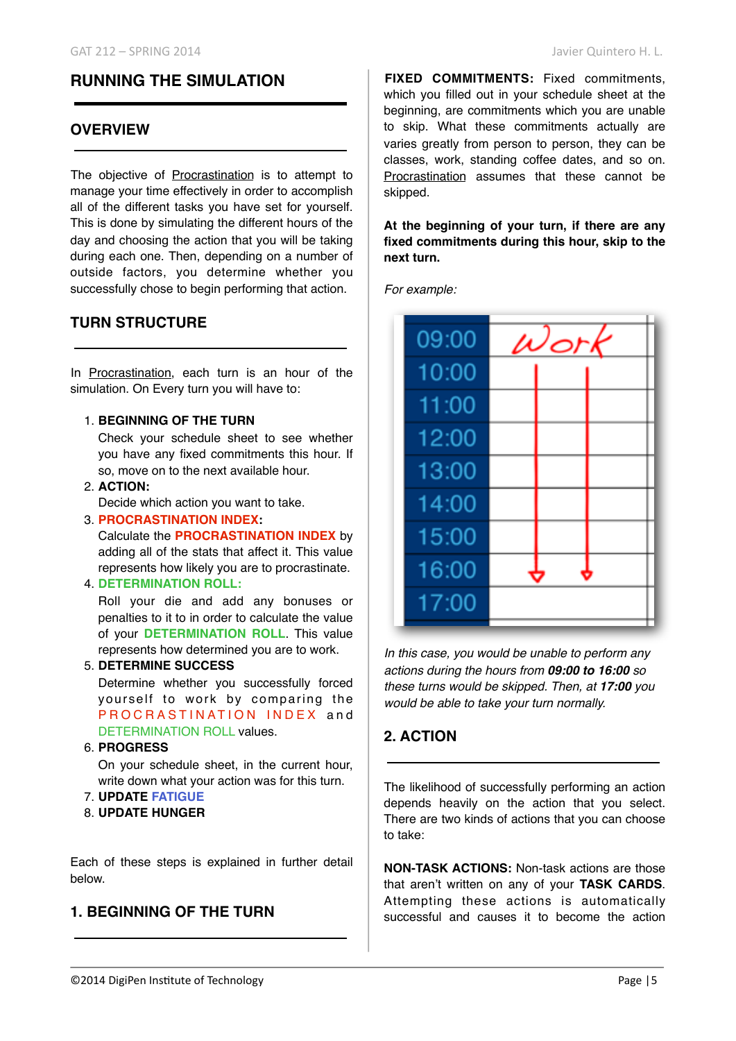## RUNNING THE SIMULATION

### OVERVIEW

The objective of Procrastination is to attempt to manage your time effectively in order to accomplish all of the different tasks you have set for yourself. This is done by simulating the different hours of the day and choosing the action that you will be taking during each one. Then, depending on a number of outside factors, you determine whether you successfully chose to begin performing that action.

### TURN STRUCTURE

In Procrastination, each turn is an hour of the simulation. On Every turn you will have to:

1. **BEGINNING OF THE TURN**
   Check your schedule sheet to see whether you have any fixed commitments this hour. If so, move on to the next available hour.
2. **ACTION:**
   Decide which action you want to take.
3. **PROCRASTINATION INDEX:**
   Calculate the **PROCRASTINATION INDEX** by adding all of the stats that affect it. This value represents how likely you are to procrastinate.
4. **DETERMINATION ROLL:**
   Roll your die and add any bonuses or penalties to it to in order to calculate the value of your **DETERMINATION ROLL**. This value represents how determined you are to work.
5. **DETERMINE SUCCESS**
   Determine whether you successfully forced yourself to work by comparing the PROCRASTINATION INDEX and DETERMINATION ROLL values.
6. **PROGRESS**
   On your schedule sheet, in the current hour, write down what your action was for this turn.
7. **UPDATE FATIGUE**
8. **UPDATE HUNGER**

Each of these steps is explained in further detail below.

### 1. BEGINNING OF THE TURN

**FIXED COMMITMENTS:** Fixed commitments, which you filled out in your schedule sheet at the beginning, are commitments which you are unable to skip. What these commitments actually are varies greatly from person to person, they can be classes, work, standing coffee dates, and so on. Procrastination assumes that these cannot be skipped.

**At the beginning of your turn, if there are any fixed commitments during this hour, skip to the next turn.**

*For example:*

| | |
|---|---|
| 09:00 | Work |
| 10:00 | |
| 11:00 | |
| 12:00 | |
| 13:00 | |
| 14:00 | |
| 15:00 | |
| 16:00 | |
| 17:00 | |

*In this case, you would be unable to perform any actions during the hours from* ***09:00 to 16:00*** *so these turns would be skipped. Then, at* ***17:00*** *you would be able to take your turn normally.*

### 2. ACTION

The likelihood of successfully performing an action depends heavily on the action that you select. There are two kinds of actions that you can choose to take:

**NON-TASK ACTIONS:** Non-task actions are those that aren't written on any of your **TASK CARDS**. Attempting these actions is automatically successful and causes it to become the action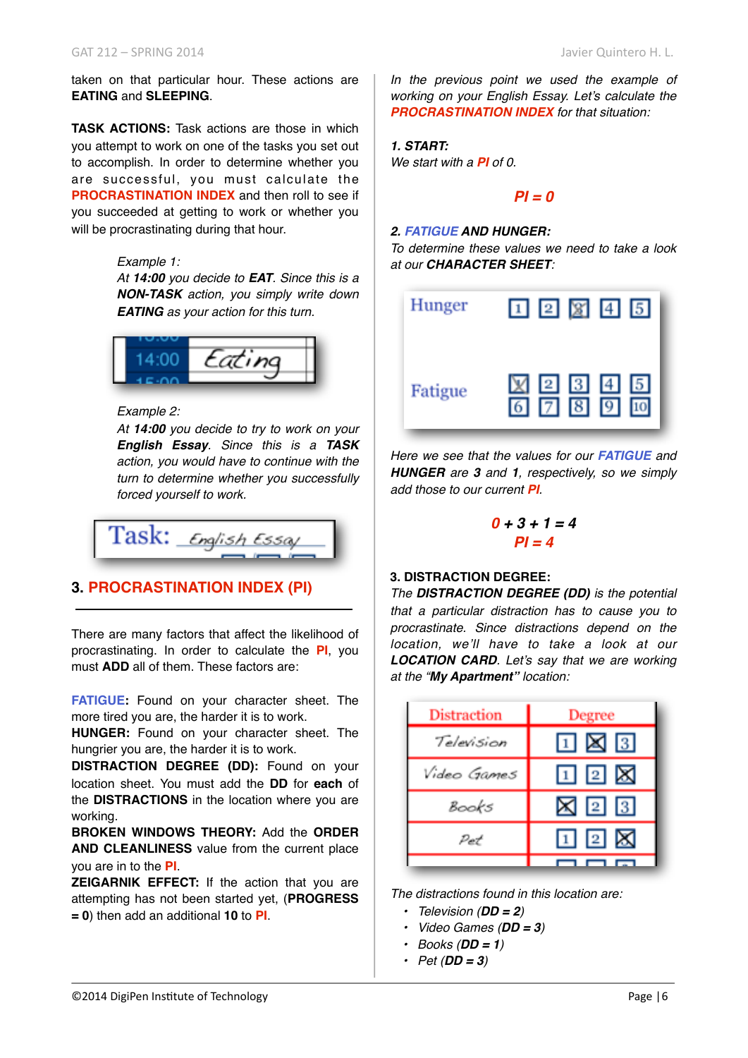taken on that particular hour. These actions are **EATING** and **SLEEPING**.

**TASK ACTIONS:** Task actions are those in which you attempt to work on one of the tasks you set out to accomplish. In order to determine whether you are successful, you must calculate the **PROCRASTINATION INDEX** and then roll to see if you succeeded at getting to work or whether you will be procrastinating during that hour.

> *Example 1:*
> *At **14:00** you decide to **EAT**. Since this is a **NON-TASK** action, you simply write down **EATING** as your action for this turn.*

| 14:00 | Eating |
|---|---|

> *Example 2:*
> *At **14:00** you decide to try to work on your **English Essay**. Since this is a **TASK** action, you would have to continue with the turn to determine whether you successfully forced yourself to work.*

Task: English Essay

## 3. PROCRASTINATION INDEX (PI)

There are many factors that affect the likelihood of procrastinating. In order to calculate the **PI**, you must **ADD** all of them. These factors are:

**FATIGUE:** Found on your character sheet. The more tired you are, the harder it is to work.
**HUNGER:** Found on your character sheet. The hungrier you are, the harder it is to work.
**DISTRACTION DEGREE (DD):** Found on your location sheet. You must add the **DD** for **each** of the **DISTRACTIONS** in the location where you are working.
**BROKEN WINDOWS THEORY:** Add the **ORDER AND CLEANLINESS** value from the current place you are in to the **PI**.
**ZEIGARNIK EFFECT:** If the action that you are attempting has not been started yet, (**PROGRESS = 0**) then add an additional **10** to **PI**.

*In the previous point we used the example of working on your English Essay. Let's calculate the **PROCRASTINATION INDEX** for that situation:*

***1. START:***
*We start with a **PI** of 0.*

$$PI = 0$$

***2. FATIGUE AND HUNGER:***
*To determine these values we need to take a look at our **CHARACTER SHEET**:*

| Hunger | 1 | 2 | ☒3 | 4 | 5 |
|---|---|---|---|---|---|
| Fatigue | ☒1 | 2 | 3 | 4 | 5 |
| | 6 | 7 | 8 | 9 | 10 |

*Here we see that the values for our **FATIGUE** and **HUNGER** are **3** and **1**, respectively, so we simply add those to our current **PI**.*

$$0 + 3 + 1 = 4$$
$$PI = 4$$

**3. DISTRACTION DEGREE:**
*The **DISTRACTION DEGREE (DD)** is the potential that a particular distraction has to cause you to procrastinate. Since distractions depend on the location, we'll have to take a look at our **LOCATION CARD**. Let's say that we are working at the "**My Apartment**" location:*

| Distraction | Degree | | |
|---|---|---|---|
| Television | 1 | ☒ | 3 |
| Video Games | 1 | 2 | ☒ |
| Books | ☒ | 2 | 3 |
| Pet | 1 | 2 | ☒ |

*The distractions found in this location are:*

- *Television (**DD = 2**)*
- *Video Games (**DD = 3**)*
- *Books (**DD = 1**)*
- *Pet (**DD = 3**)*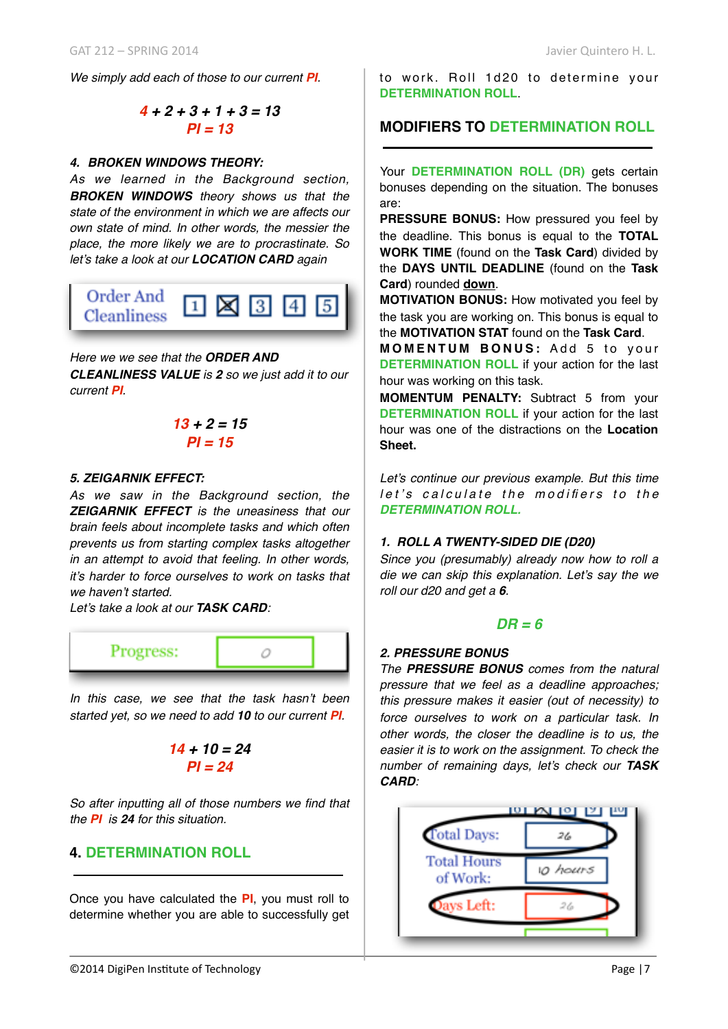*We simply add each of those to our current **PI**.*

***4 + 2 + 3 + 1 + 3 = 13***
***PI = 13***

***4. BROKEN WINDOWS THEORY:***
*As we learned in the Background section, **BROKEN WINDOWS** theory shows us that the state of the environment in which we are affects our own state of mind. In other words, the messier the place, the more likely we are to procrastinate. So let's take a look at our **LOCATION CARD** again*

*Here we we see that the **ORDER AND CLEANLINESS VALUE** is **2** so we just add it to our current **PI**.*

***13 + 2 = 15***
***PI = 15***

***5. ZEIGARNIK EFFECT:***
*As we saw in the Background section, the **ZEIGARNIK EFFECT** is the uneasiness that our brain feels about incomplete tasks and which often prevents us from starting complex tasks altogether in an attempt to avoid that feeling. In other words, it's harder to force ourselves to work on tasks that we haven't started.*
*Let's take a look at our **TASK CARD**:*

*In this case, we see that the task hasn't been started yet, so we need to add **10** to our current **PI**.*

***14 + 10 = 24***
***PI = 24***

*So after inputting all of those numbers we find that the **PI** is **24** for this situation.*

## 4. DETERMINATION ROLL

Once you have calculated the **PI**, you must roll to determine whether you are able to successfully get to work. Roll 1d20 to determine your **DETERMINATION ROLL**.

## MODIFIERS TO DETERMINATION ROLL

Your **DETERMINATION ROLL (DR)** gets certain bonuses depending on the situation. The bonuses are:

**PRESSURE BONUS:** How pressured you feel by the deadline. This bonus is equal to the **TOTAL WORK TIME** (found on the **Task Card**) divided by the **DAYS UNTIL DEADLINE** (found on the **Task Card**) rounded **down**.

**MOTIVATION BONUS:** How motivated you feel by the task you are working on. This bonus is equal to the **MOTIVATION STAT** found on the **Task Card**.

**MOMENTUM BONUS:** Add 5 to your **DETERMINATION ROLL** if your action for the last hour was working on this task.

**MOMENTUM PENALTY:** Subtract 5 from your **DETERMINATION ROLL** if your action for the last hour was one of the distractions on the **Location Sheet.**

*Let's continue our previous example. But this time let's calculate the modifiers to the **DETERMINATION ROLL.***

***1. ROLL A TWENTY-SIDED DIE (D20)***
*Since you (presumably) already now how to roll a die we can skip this explanation. Let's say the we roll our d20 and get a **6**.*

***DR = 6***

***2. PRESSURE BONUS***
*The **PRESSURE BONUS** comes from the natural pressure that we feel as a deadline approaches; this pressure makes it easier (out of necessity) to force ourselves to work on a particular task. In other words, the closer the deadline is to us, the easier it is to work on the assignment. To check the number of remaining days, let's check our **TASK CARD**:*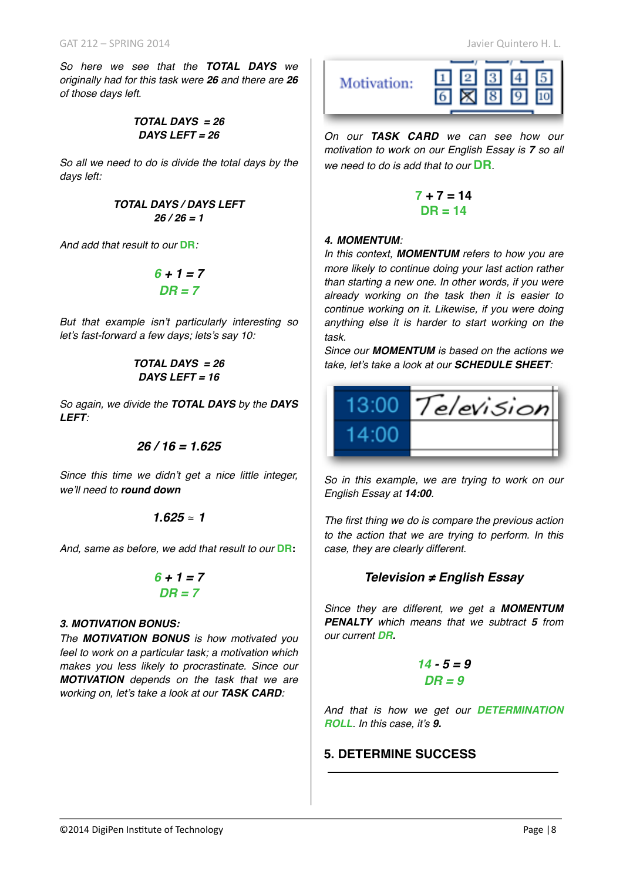*So here we see that the **TOTAL DAYS** we originally had for this task were **26** and there are **26** of those days left.*

***TOTAL DAYS = 26***
***DAYS LEFT = 26***

*So all we need to do is divide the total days by the days left:*

***TOTAL DAYS / DAYS LEFT***
***26 / 26 = 1***

*And add that result to our **DR**:*

***6 + 1 = 7***
***DR = 7***

*But that example isn't particularly interesting so let's fast-forward a few days; lets's say 10:*

***TOTAL DAYS = 26***
***DAYS LEFT = 16***

*So again, we divide the **TOTAL DAYS** by the **DAYS LEFT**:*

***26 / 16 = 1.625***

*Since this time we didn't get a nice little integer, we'll need to **round down***

***1.625 ≃ 1***

*And, same as before, we add that result to our **DR**:*

***6 + 1 = 7***
***DR = 7***

***3. MOTIVATION BONUS:***

*The **MOTIVATION BONUS** is how motivated you feel to work on a particular task; a motivation which makes you less likely to procrastinate. Since our **MOTIVATION** depends on the task that we are working on, let's take a look at our **TASK CARD**:*

| Motivation: | 1 | 2 | 3 | 4 | 5 |
|---|---|---|---|---|---|
| | 6 | ☒ | 8 | 9 | 10 |

*On our **TASK CARD** we can see how our motivation to work on our English Essay is **7** so all we need to do is add that to our **DR**.*

**7 + 7 = 14**
**DR = 14**

***4. MOMENTUM:***

*In this context, **MOMENTUM** refers to how you are more likely to continue doing your last action rather than starting a new one. In other words, if you were already working on the task then it is easier to continue working on it. Likewise, if you were doing anything else it is harder to start working on the task.*

*Since our **MOMENTUM** is based on the actions we take, let's take a look at our **SCHEDULE SHEET**:*

| | |
|---|---|
| 13:00 | Television |
| 14:00 | |

*So in this example, we are trying to work on our English Essay at **14:00**.*

*The first thing we do is compare the previous action to the action that we are trying to perform. In this case, they are clearly different.*

***Television ≠ English Essay***

*Since they are different, we get a **MOMENTUM PENALTY** which means that we subtract **5** from our current **DR**.*

***14 - 5 = 9***
***DR = 9***

*And that is how we get our **DETERMINATION ROLL**. In this case, it's **9.***

## 5. DETERMINE SUCCESS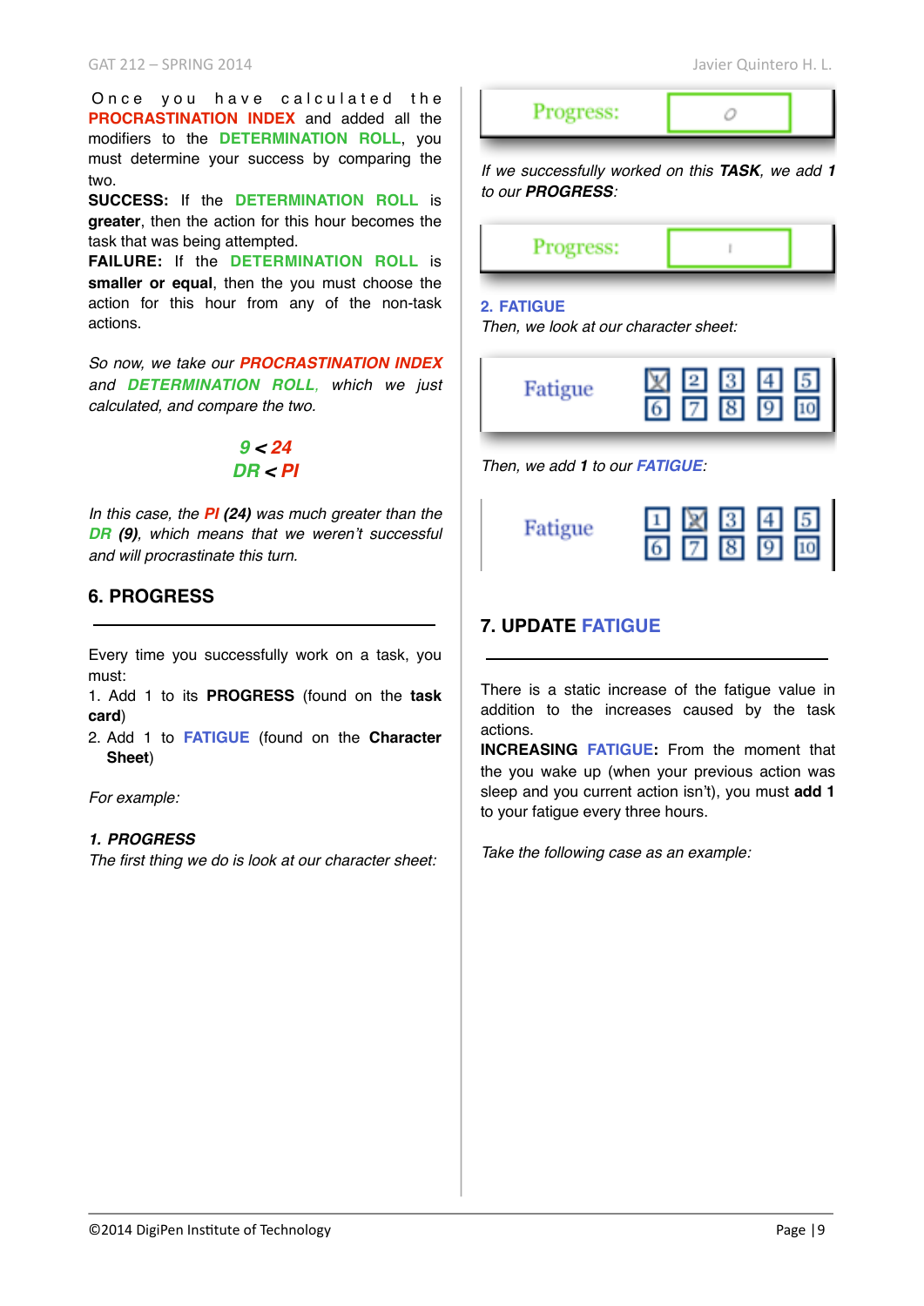Once you have calculated the **PROCRASTINATION INDEX** and added all the modifiers to the **DETERMINATION ROLL**, you must determine your success by comparing the two.

**SUCCESS:** If the **DETERMINATION ROLL** is **greater**, then the action for this hour becomes the task that was being attempted.

**FAILURE:** If the **DETERMINATION ROLL** is **smaller or equal**, then the you must choose the action for this hour from any of the non-task actions.

*So now, we take our* ***PROCRASTINATION INDEX*** *and* ***DETERMINATION ROLL****, which we just calculated, and compare the two.*

***9 < 24***

***DR < PI***

*In this case, the* ***PI (24)*** *was much greater than the* ***DR (9)****, which means that we weren't successful and will procrastinate this turn.*

## 6. PROGRESS

Every time you successfully work on a task, you must:

1. Add 1 to its **PROGRESS** (found on the **task card**)
2. Add 1 to **FATIGUE** (found on the **Character Sheet**)

*For example:*

***1. PROGRESS***

*The first thing we do is look at our character sheet:*

Progress: 0

*If we successfully worked on this* ***TASK****, we add* ***1*** *to our* ***PROGRESS****:*

Progress: I

***2. FATIGUE***

*Then, we look at our character sheet:*

Fatigue [X] [2] [3] [4] [5] [6] [7] [8] [9] [10]

*Then, we add* ***1*** *to our* ***FATIGUE****:*

Fatigue [1] [X] [3] [4] [5] [6] [7] [8] [9] [10]

## 7. UPDATE FATIGUE

There is a static increase of the fatigue value in addition to the increases caused by the task actions.

**INCREASING FATIGUE:** From the moment that the you wake up (when your previous action was sleep and you current action isn't), you must **add 1** to your fatigue every three hours.

*Take the following case as an example:*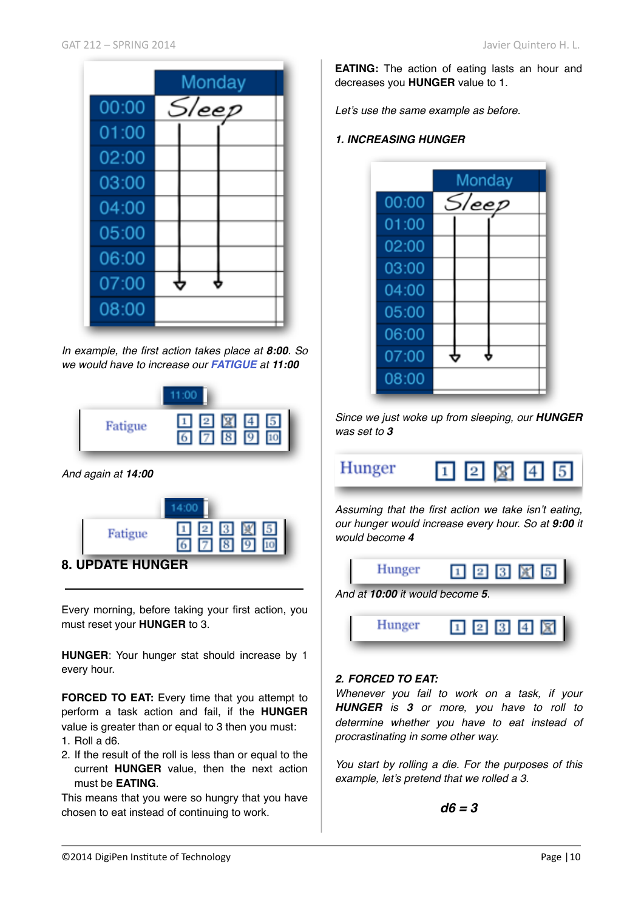| | Monday |
|---|---|
| 00:00 | Sleep |
| 01:00 | |
| 02:00 | |
| 03:00 | |
| 04:00 | |
| 05:00 | |
| 06:00 | |
| 07:00 | |
| 08:00 | |

*In example, the first action takes place at **8:00**. So we would have to increase our **FATIGUE** at **11:00***

11:00

Fatigue 1 2 ~~3~~ 4 5 6 7 8 9 10

*And again at **14:00***

14:00

Fatigue 1 2 3 ~~4~~ 5 6 7 8 9 10

## 8. UPDATE HUNGER

---

Every morning, before taking your first action, you must reset your **HUNGER** to 3.

**HUNGER**: Your hunger stat should increase by 1 every hour.

**FORCED TO EAT:** Every time that you attempt to perform a task action and fail, if the **HUNGER** value is greater than or equal to 3 then you must:

1. Roll a d6.
2. If the result of the roll is less than or equal to the current **HUNGER** value, then the next action must be **EATING**.

This means that you were so hungry that you have chosen to eat instead of continuing to work.

**EATING:** The action of eating lasts an hour and decreases you **HUNGER** value to 1.

*Let's use the same example as before.*

***1. INCREASING HUNGER***

| | Monday |
|---|---|
| 00:00 | Sleep |
| 01:00 | |
| 02:00 | |
| 03:00 | |
| 04:00 | |
| 05:00 | |
| 06:00 | |
| 07:00 | |
| 08:00 | |

*Since we just woke up from sleeping, our **HUNGER** was set to **3***

Hunger 1 2 ~~3~~ 4 5

*Assuming that the first action we take isn't eating, our hunger would increase every hour. So at **9:00** it would become **4***

Hunger 1 2 3 ~~4~~ 5

*And at **10:00** it would become **5**.*

Hunger 1 2 3 4 ~~5~~

***2. FORCED TO EAT:***

*Whenever you fail to work on a task, if your **HUNGER** is **3** or more, you have to roll to determine whether you have to eat instead of procrastinating in some other way.*

*You start by rolling a die. For the purposes of this example, let's pretend that we rolled a 3.*

***d6 = 3***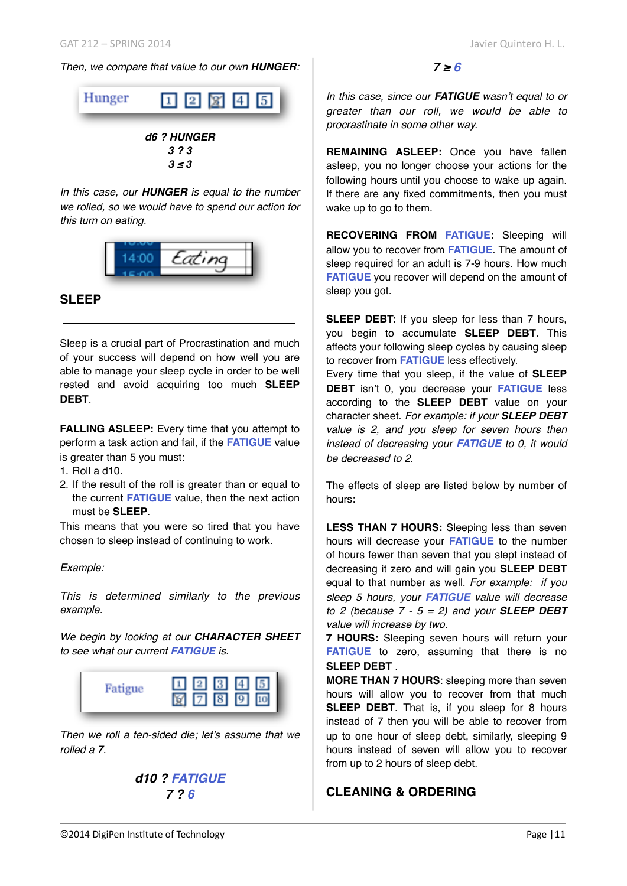*Then, we compare that value to our own **HUNGER**:*

Hunger 1 2 3 4 5

***d6 ? HUNGER***
***3 ? 3***
***3 ≤ 3***

*In this case, our **HUNGER** is equal to the number we rolled, so we would have to spend our action for this turn on eating.*

14:00 Eating

## SLEEP

Sleep is a crucial part of Procrastination and much of your success will depend on how well you are able to manage your sleep cycle in order to be well rested and avoid acquiring too much **SLEEP DEBT**.

**FALLING ASLEEP:** Every time that you attempt to perform a task action and fail, if the **FATIGUE** value is greater than 5 you must:

1. Roll a d10.
2. If the result of the roll is greater than or equal to the current **FATIGUE** value, then the next action must be **SLEEP**.

This means that you were so tired that you have chosen to sleep instead of continuing to work.

*Example:*

*This is determined similarly to the previous example.*

*We begin by looking at our **CHARACTER SHEET** to see what our current **FATIGUE** is.*

Fatigue 1 2 3 4 5 6 7 8 9 10

*Then we roll a ten-sided die; let's assume that we rolled a **7**.*

***d10 ? FATIGUE***
***7 ? 6***

***7 ≥ 6***

*In this case, since our **FATIGUE** wasn't equal to or greater than our roll, we would be able to procrastinate in some other way.*

**REMAINING ASLEEP:** Once you have fallen asleep, you no longer choose your actions for the following hours until you choose to wake up again. If there are any fixed commitments, then you must wake up to go to them.

**RECOVERING FROM FATIGUE:** Sleeping will allow you to recover from **FATIGUE**. The amount of sleep required for an adult is 7-9 hours. How much **FATIGUE** you recover will depend on the amount of sleep you got.

**SLEEP DEBT:** If you sleep for less than 7 hours, you begin to accumulate **SLEEP DEBT**. This affects your following sleep cycles by causing sleep to recover from **FATIGUE** less effectively.
Every time that you sleep, if the value of **SLEEP DEBT** isn't 0, you decrease your **FATIGUE** less according to the **SLEEP DEBT** value on your character sheet. *For example: if your **SLEEP DEBT** value is 2, and you sleep for seven hours then instead of decreasing your **FATIGUE** to 0, it would be decreased to 2.*

The effects of sleep are listed below by number of hours:

**LESS THAN 7 HOURS:** Sleeping less than seven hours will decrease your **FATIGUE** to the number of hours fewer than seven that you slept instead of decreasing it zero and will gain you **SLEEP DEBT** equal to that number as well. *For example: if you sleep 5 hours, your **FATIGUE** value will decrease to 2 (because 7 - 5 = 2) and your **SLEEP DEBT** value will increase by two.*
**7 HOURS:** Sleeping seven hours will return your **FATIGUE** to zero, assuming that there is no **SLEEP DEBT** .
**MORE THAN 7 HOURS**: sleeping more than seven hours will allow you to recover from that much **SLEEP DEBT**. That is, if you sleep for 8 hours instead of 7 then you will be able to recover from up to one hour of sleep debt, similarly, sleeping 9 hours instead of seven will allow you to recover from up to 2 hours of sleep debt.

## CLEANING & ORDERING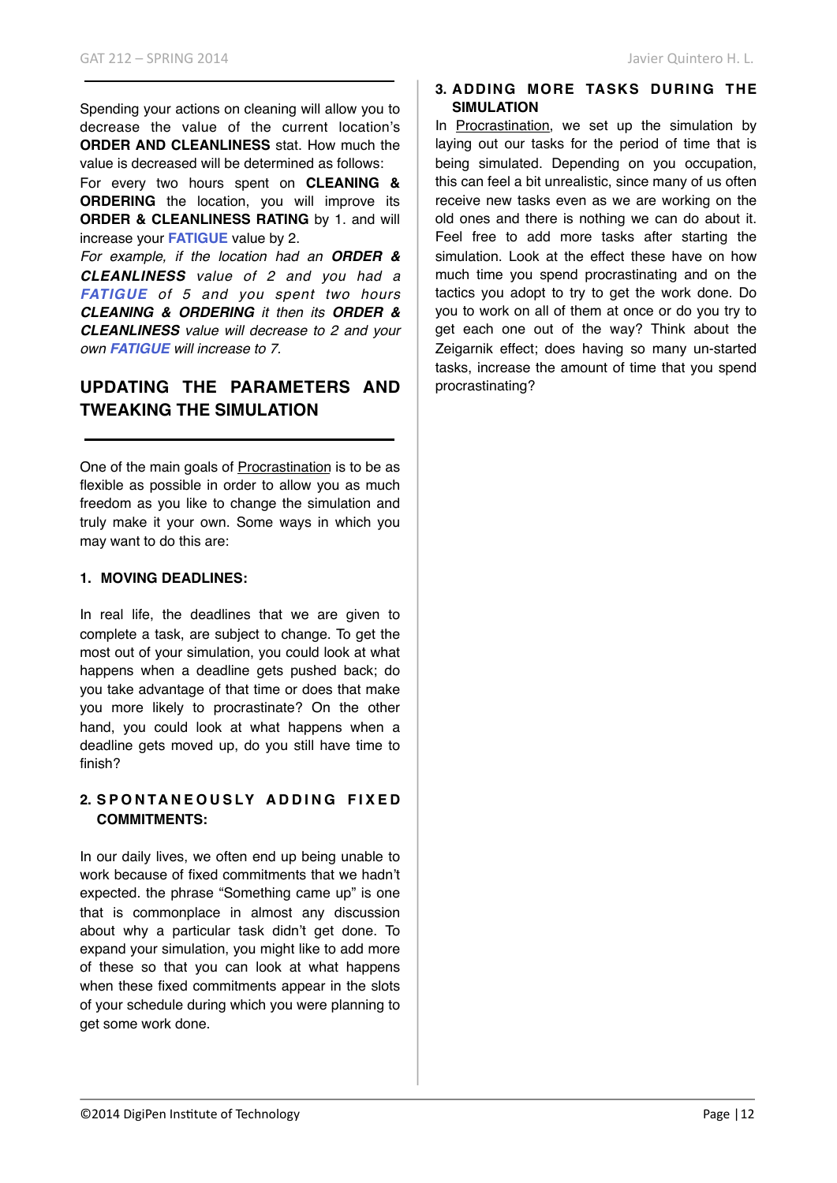Spending your actions on cleaning will allow you to decrease the value of the current location's **ORDER AND CLEANLINESS** stat. How much the value is decreased will be determined as follows:

For every two hours spent on **CLEANING & ORDERING** the location, you will improve its **ORDER & CLEANLINESS RATING** by 1. and will increase your **FATIGUE** value by 2.

*For example, if the location had an **ORDER & CLEANLINESS** value of 2 and you had a **FATIGUE** of 5 and you spent two hours **CLEANING & ORDERING** it then its **ORDER & CLEANLINESS** value will decrease to 2 and your own **FATIGUE** will increase to 7.*

## UPDATING THE PARAMETERS AND TWEAKING THE SIMULATION

One of the main goals of Procrastination is to be as flexible as possible in order to allow you as much freedom as you like to change the simulation and truly make it your own. Some ways in which you may want to do this are:

### 1. MOVING DEADLINES:

In real life, the deadlines that we are given to complete a task, are subject to change. To get the most out of your simulation, you could look at what happens when a deadline gets pushed back; do you take advantage of that time or does that make you more likely to procrastinate? On the other hand, you could look at what happens when a deadline gets moved up, do you still have time to finish?

### 2. SPONTANEOUSLY ADDING FIXED COMMITMENTS:

In our daily lives, we often end up being unable to work because of fixed commitments that we hadn't expected. the phrase "Something came up" is one that is commonplace in almost any discussion about why a particular task didn't get done. To expand your simulation, you might like to add more of these so that you can look at what happens when these fixed commitments appear in the slots of your schedule during which you were planning to get some work done.

### 3. ADDING MORE TASKS DURING THE SIMULATION

In Procrastination, we set up the simulation by laying out our tasks for the period of time that is being simulated. Depending on you occupation, this can feel a bit unrealistic, since many of us often receive new tasks even as we are working on the old ones and there is nothing we can do about it. Feel free to add more tasks after starting the simulation. Look at the effect these have on how much time you spend procrastinating and on the tactics you adopt to try to get the work done. Do you to work on all of them at once or do you try to get each one out of the way? Think about the Zeigarnik effect; does having so many un-started tasks, increase the amount of time that you spend procrastinating?